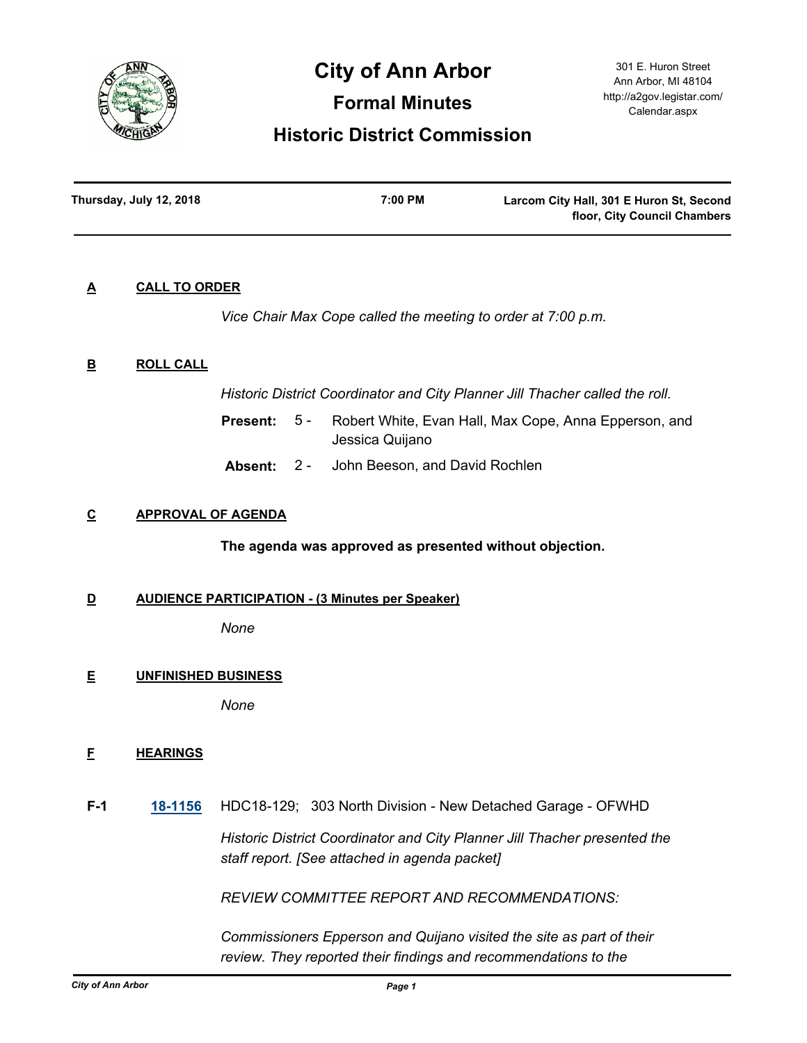# City of Ann Arbor

## Formal Minutes

## Historic District Commission

301 E. Huron Street
Ann Arbor, MI 48104
http://a2gov.legistar.com/Calendar.aspx

**Thursday, July 12, 2018** | **7:00 PM** | **Larcom City Hall, 301 E Huron St, Second floor, City Council Chambers**

---

### A CALL TO ORDER

*Vice Chair Max Cope called the meeting to order at 7:00 p.m.*

### B ROLL CALL

*Historic District Coordinator and City Planner Jill Thacher called the roll.*

**Present:** 5 - Robert White, Evan Hall, Max Cope, Anna Epperson, and Jessica Quijano

**Absent:** 2 - John Beeson, and David Rochlen

### C APPROVAL OF AGENDA

**The agenda was approved as presented without objection.**

### D AUDIENCE PARTICIPATION - (3 Minutes per Speaker)

*None*

### E UNFINISHED BUSINESS

*None*

### F HEARINGS

**F-1** **18-1156** HDC18-129; 303 North Division - New Detached Garage - OFWHD

*Historic District Coordinator and City Planner Jill Thacher presented the staff report. [See attached in agenda packet]*

*REVIEW COMMITTEE REPORT AND RECOMMENDATIONS:*

*Commissioners Epperson and Quijano visited the site as part of their review. They reported their findings and recommendations to the*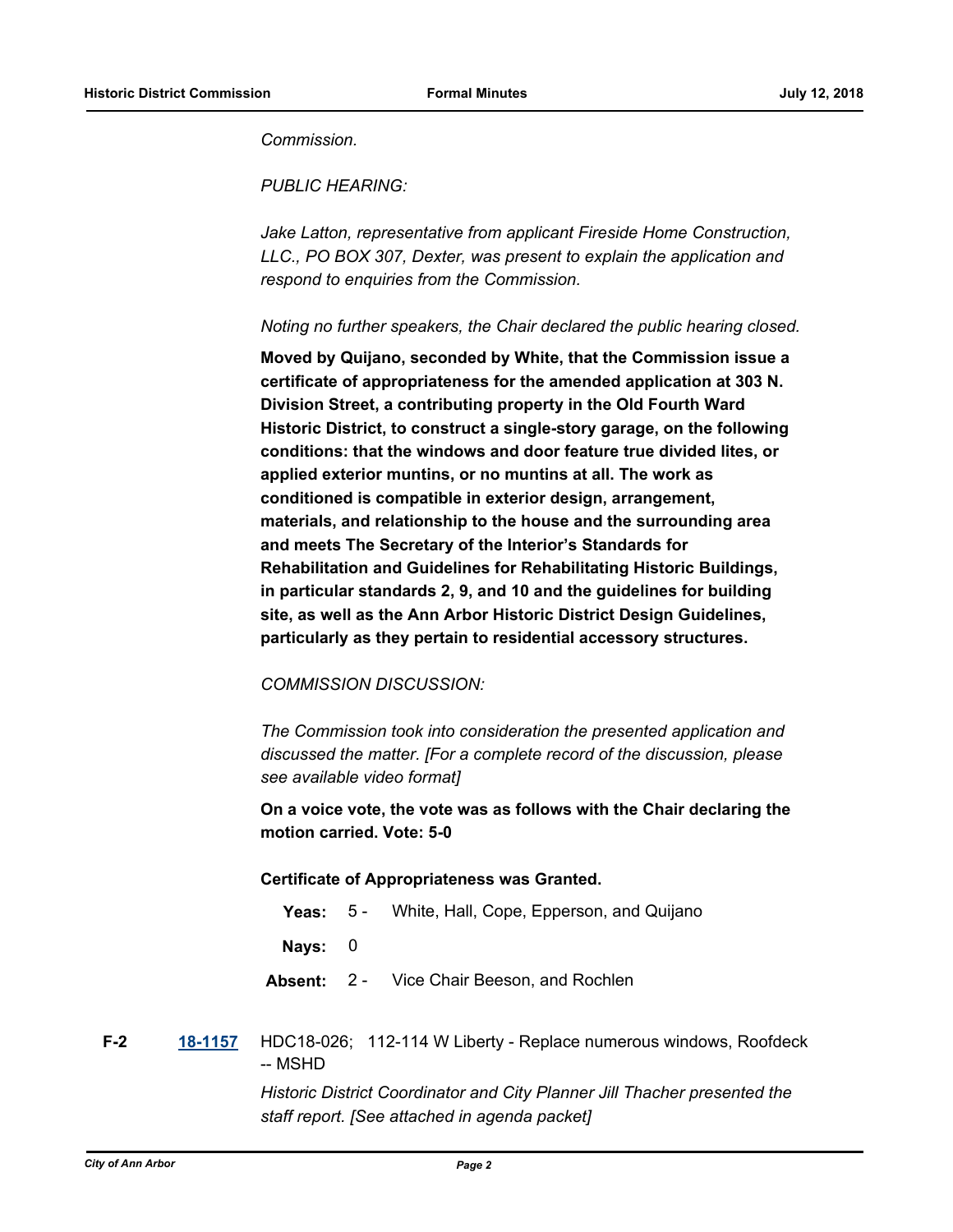*Commission.*

*PUBLIC HEARING:*

*Jake Latton, representative from applicant Fireside Home Construction, LLC., PO BOX 307, Dexter, was present to explain the application and respond to enquiries from the Commission.*

*Noting no further speakers, the Chair declared the public hearing closed.*

**Moved by Quijano, seconded by White, that the Commission issue a certificate of appropriateness for the amended application at 303 N. Division Street, a contributing property in the Old Fourth Ward Historic District, to construct a single-story garage, on the following conditions: that the windows and door feature true divided lites, or applied exterior muntins, or no muntins at all. The work as conditioned is compatible in exterior design, arrangement, materials, and relationship to the house and the surrounding area and meets The Secretary of the Interior's Standards for Rehabilitation and Guidelines for Rehabilitating Historic Buildings, in particular standards 2, 9, and 10 and the guidelines for building site, as well as the Ann Arbor Historic District Design Guidelines, particularly as they pertain to residential accessory structures.**

*COMMISSION DISCUSSION:*

*The Commission took into consideration the presented application and discussed the matter. [For a complete record of the discussion, please see available video format]*

**On a voice vote, the vote was as follows with the Chair declaring the motion carried. Vote: 5-0**

**Certificate of Appropriateness was Granted.**

**Yeas:** 5 - White, Hall, Cope, Epperson, and Quijano

**Nays:** 0

**Absent:** 2 - Vice Chair Beeson, and Rochlen

**F-2** **18-1157** HDC18-026; 112-114 W Liberty - Replace numerous windows, Roofdeck -- MSHD

*Historic District Coordinator and City Planner Jill Thacher presented the staff report. [See attached in agenda packet]*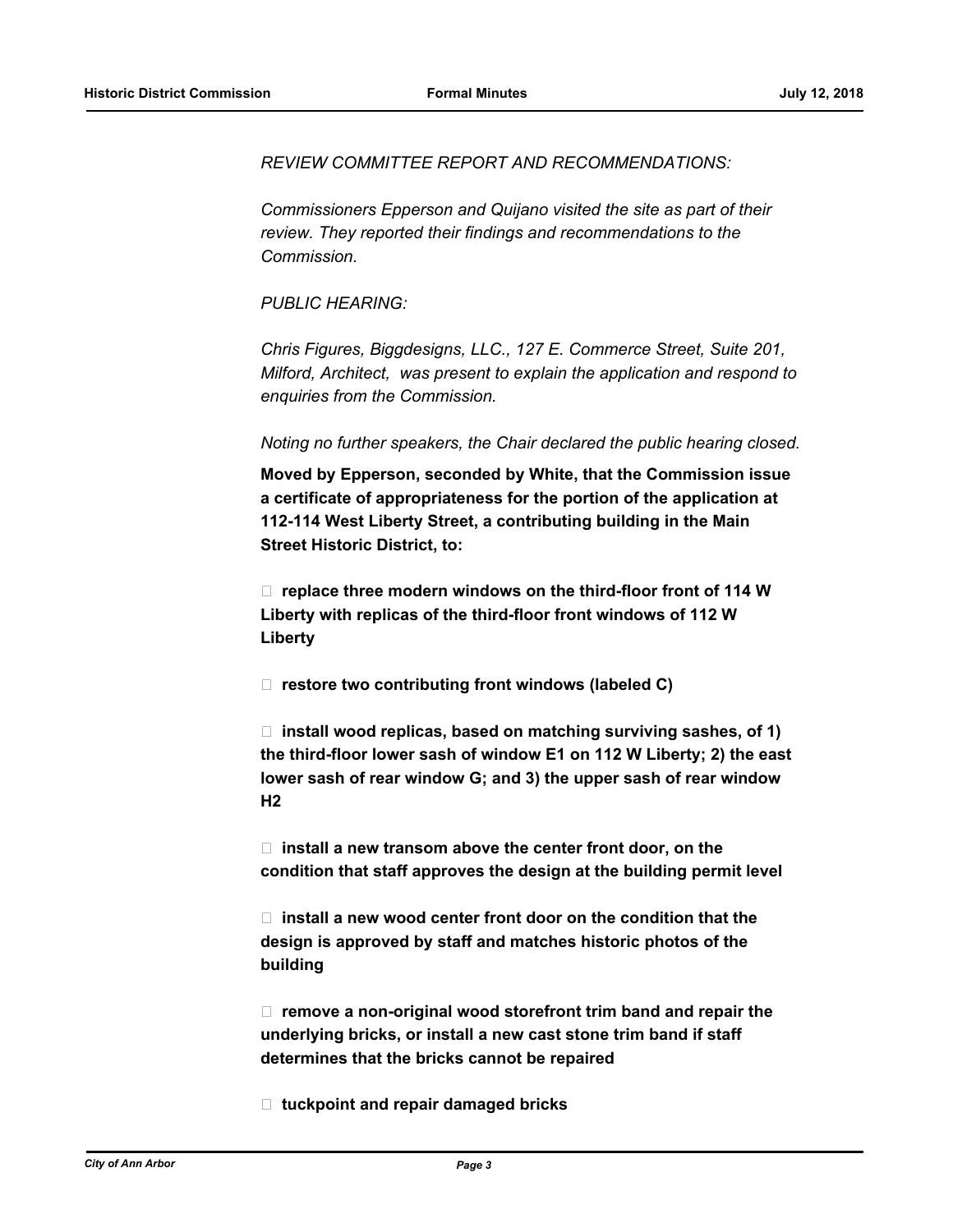*REVIEW COMMITTEE REPORT AND RECOMMENDATIONS:*

*Commissioners Epperson and Quijano visited the site as part of their review. They reported their findings and recommendations to the Commission.*

*PUBLIC HEARING:*

*Chris Figures, Biggdesigns, LLC., 127 E. Commerce Street, Suite 201, Milford, Architect, was present to explain the application and respond to enquiries from the Commission.*

*Noting no further speakers, the Chair declared the public hearing closed.*

**Moved by Epperson, seconded by White, that the Commission issue a certificate of appropriateness for the portion of the application at 112-114 West Liberty Street, a contributing building in the Main Street Historic District, to:**

- **replace three modern windows on the third-floor front of 114 W Liberty with replicas of the third-floor front windows of 112 W Liberty**

- **restore two contributing front windows (labeled C)**

- **install wood replicas, based on matching surviving sashes, of 1) the third-floor lower sash of window E1 on 112 W Liberty; 2) the east lower sash of rear window G; and 3) the upper sash of rear window H2**

- **install a new transom above the center front door, on the condition that staff approves the design at the building permit level**

- **install a new wood center front door on the condition that the design is approved by staff and matches historic photos of the building**

- **remove a non-original wood storefront trim band and repair the underlying bricks, or install a new cast stone trim band if staff determines that the bricks cannot be repaired**

- **tuckpoint and repair damaged bricks**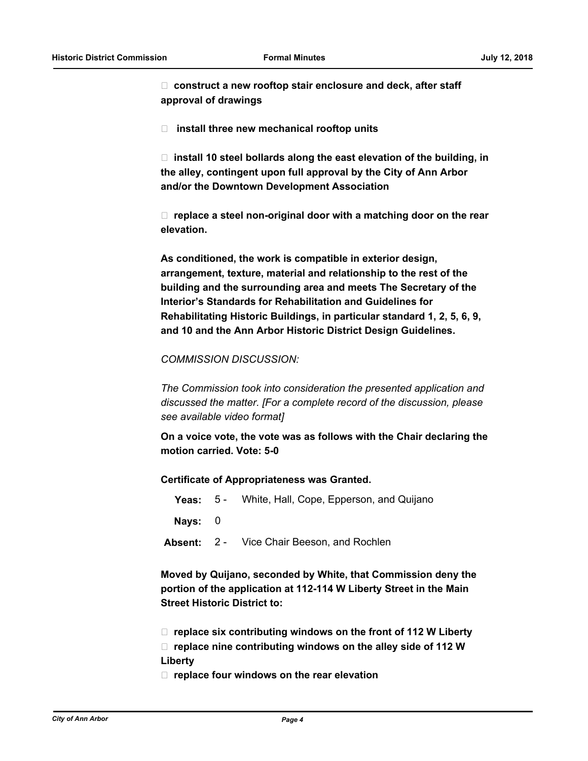- **construct a new rooftop stair enclosure and deck, after staff approval of drawings**

- **install three new mechanical rooftop units**

- **install 10 steel bollards along the east elevation of the building, in the alley, contingent upon full approval by the City of Ann Arbor and/or the Downtown Development Association**

- **replace a steel non-original door with a matching door on the rear elevation.**

**As conditioned, the work is compatible in exterior design, arrangement, texture, material and relationship to the rest of the building and the surrounding area and meets The Secretary of the Interior's Standards for Rehabilitation and Guidelines for Rehabilitating Historic Buildings, in particular standard 1, 2, 5, 6, 9, and 10 and the Ann Arbor Historic District Design Guidelines.**

*COMMISSION DISCUSSION:*

*The Commission took into consideration the presented application and discussed the matter. [For a complete record of the discussion, please see available video format]*

**On a voice vote, the vote was as follows with the Chair declaring the motion carried. Vote: 5-0**

**Certificate of Appropriateness was Granted.**

**Yeas:** 5 - White, Hall, Cope, Epperson, and Quijano

**Nays:** 0

**Absent:** 2 - Vice Chair Beeson, and Rochlen

**Moved by Quijano, seconded by White, that Commission deny the portion of the application at 112-114 W Liberty Street in the Main Street Historic District to:**

- **replace six contributing windows on the front of 112 W Liberty**
- **replace nine contributing windows on the alley side of 112 W Liberty**
- **replace four windows on the rear elevation**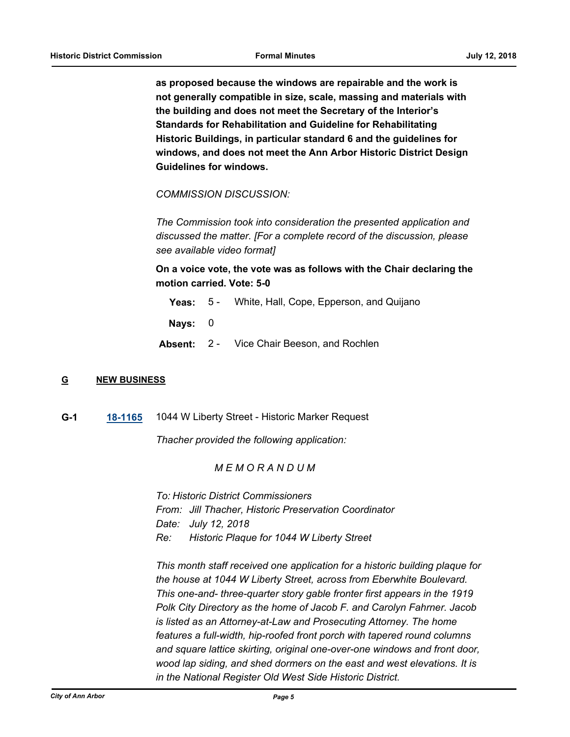**as proposed because the windows are repairable and the work is not generally compatible in size, scale, massing and materials with the building and does not meet the Secretary of the Interior's Standards for Rehabilitation and Guideline for Rehabilitating Historic Buildings, in particular standard 6 and the guidelines for windows, and does not meet the Ann Arbor Historic District Design Guidelines for windows.**

*COMMISSION DISCUSSION:*

*The Commission took into consideration the presented application and discussed the matter. [For a complete record of the discussion, please see available video format]*

**On a voice vote, the vote was as follows with the Chair declaring the motion carried. Vote: 5-0**

**Yeas:** 5 - White, Hall, Cope, Epperson, and Quijano

**Nays:** 0

**Absent:** 2 - Vice Chair Beeson, and Rochlen

## G NEW BUSINESS

**G-1** **18-1165** 1044 W Liberty Street - Historic Marker Request

*Thacher provided the following application:*

*M E M O R A N D U M*

*To: Historic District Commissioners*
*From: Jill Thacher, Historic Preservation Coordinator*
*Date: July 12, 2018*
*Re: Historic Plaque for 1044 W Liberty Street*

*This month staff received one application for a historic building plaque for the house at 1044 W Liberty Street, across from Eberwhite Boulevard. This one-and- three-quarter story gable fronter first appears in the 1919 Polk City Directory as the home of Jacob F. and Carolyn Fahrner. Jacob is listed as an Attorney-at-Law and Prosecuting Attorney. The home features a full-width, hip-roofed front porch with tapered round columns and square lattice skirting, original one-over-one windows and front door, wood lap siding, and shed dormers on the east and west elevations. It is in the National Register Old West Side Historic District.*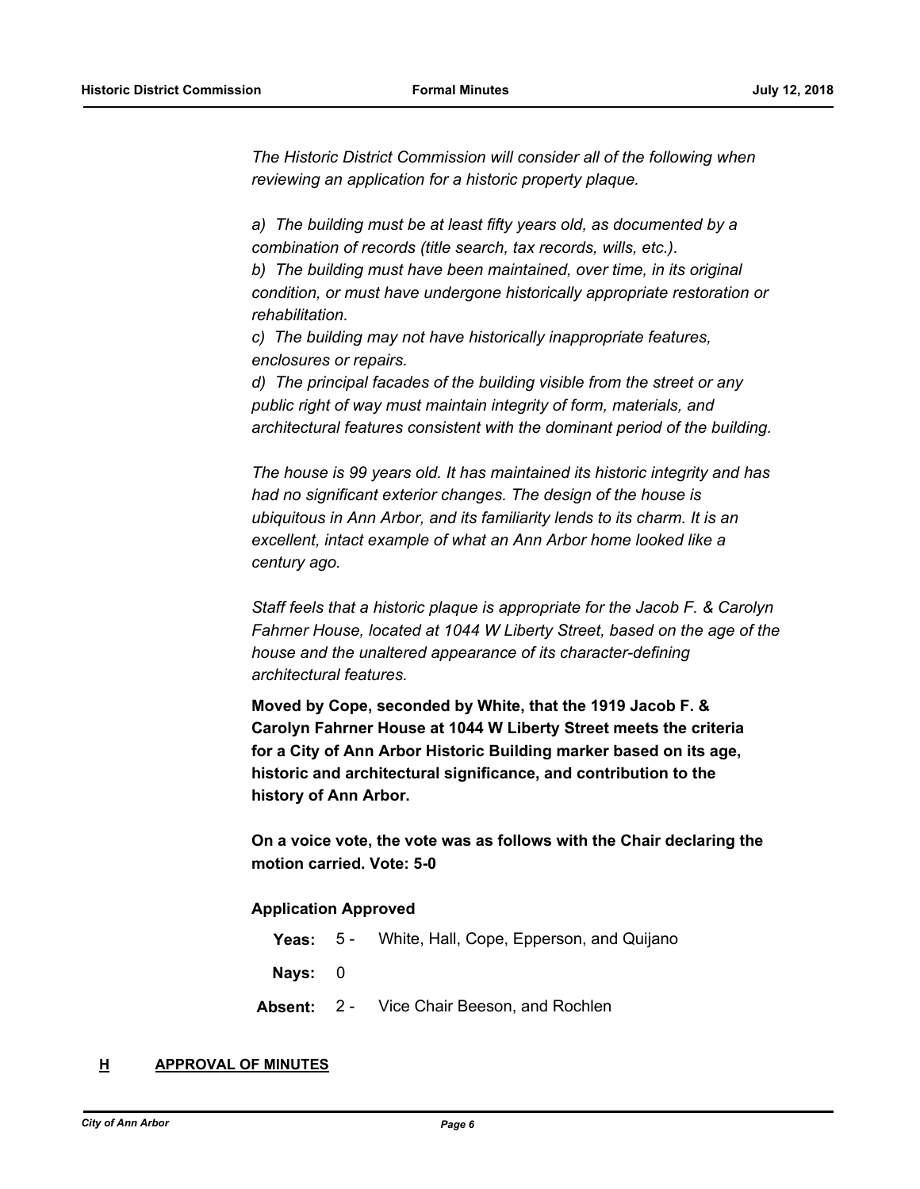*The Historic District Commission will consider all of the following when reviewing an application for a historic property plaque.*

*a) The building must be at least fifty years old, as documented by a combination of records (title search, tax records, wills, etc.).*
*b) The building must have been maintained, over time, in its original condition, or must have undergone historically appropriate restoration or rehabilitation.*
*c) The building may not have historically inappropriate features, enclosures or repairs.*
*d) The principal facades of the building visible from the street or any public right of way must maintain integrity of form, materials, and architectural features consistent with the dominant period of the building.*

*The house is 99 years old. It has maintained its historic integrity and has had no significant exterior changes. The design of the house is ubiquitous in Ann Arbor, and its familiarity lends to its charm. It is an excellent, intact example of what an Ann Arbor home looked like a century ago.*

*Staff feels that a historic plaque is appropriate for the Jacob F. & Carolyn Fahrner House, located at 1044 W Liberty Street, based on the age of the house and the unaltered appearance of its character-defining architectural features.*

**Moved by Cope, seconded by White, that the 1919 Jacob F. & Carolyn Fahrner House at 1044 W Liberty Street meets the criteria for a City of Ann Arbor Historic Building marker based on its age, historic and architectural significance, and contribution to the history of Ann Arbor.**

**On a voice vote, the vote was as follows with the Chair declaring the motion carried. Vote: 5-0**

**Application Approved**

**Yeas:** 5 - White, Hall, Cope, Epperson, and Quijano

**Nays:** 0

**Absent:** 2 - Vice Chair Beeson, and Rochlen

## H APPROVAL OF MINUTES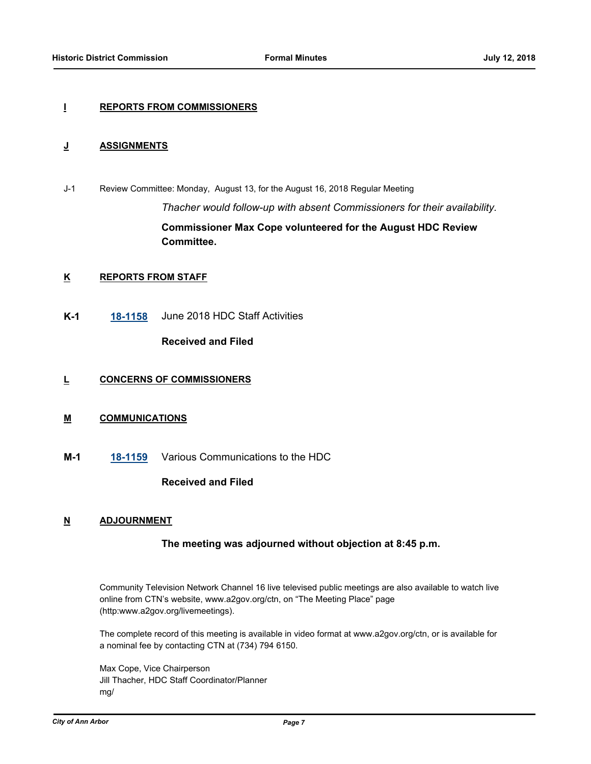## I REPORTS FROM COMMISSIONERS

## J ASSIGNMENTS

J-1 Review Committee: Monday, August 13, for the August 16, 2018 Regular Meeting

*Thacher would follow-up with absent Commissioners for their availability.*

**Commissioner Max Cope volunteered for the August HDC Review Committee.**

## K REPORTS FROM STAFF

**K-1** **18-1158** June 2018 HDC Staff Activities

**Received and Filed**

## L CONCERNS OF COMMISSIONERS

## M COMMUNICATIONS

**M-1** **18-1159** Various Communications to the HDC

**Received and Filed**

## N ADJOURNMENT

**The meeting was adjourned without objection at 8:45 p.m.**

Community Television Network Channel 16 live televised public meetings are also available to watch live online from CTN's website, www.a2gov.org/ctn, on "The Meeting Place" page (http:www.a2gov.org/livemeetings).

The complete record of this meeting is available in video format at www.a2gov.org/ctn, or is available for a nominal fee by contacting CTN at (734) 794 6150.

Max Cope, Vice Chairperson
Jill Thacher, HDC Staff Coordinator/Planner
mg/